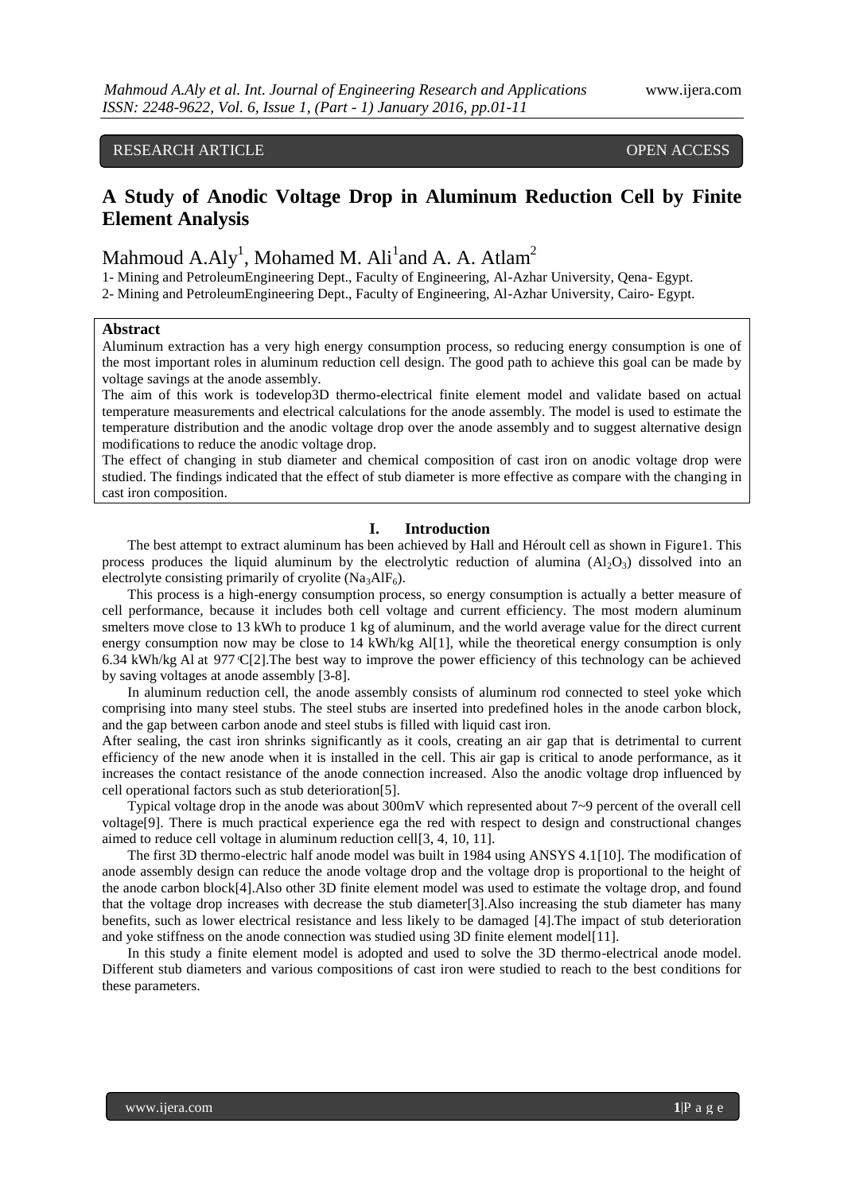RESEARCH ARTICLE OPEN ACCESS

# A Study of Anodic Voltage Drop in Aluminum Reduction Cell by Finite Element Analysis

Mahmoud A.Aly[1], Mohamed M. Ali[1]and A. A. Atlam[2]

1- Mining and PetroleumEngineering Dept., Faculty of Engineering, Al-Azhar University, Qena- Egypt.
2- Mining and PetroleumEngineering Dept., Faculty of Engineering, Al-Azhar University, Cairo- Egypt.

## Abstract

Aluminum extraction has a very high energy consumption process, so reducing energy consumption is one of the most important roles in aluminum reduction cell design. The good path to achieve this goal can be made by voltage savings at the anode assembly.

The aim of this work is todevelop3D thermo-electrical finite element model and validate based on actual temperature measurements and electrical calculations for the anode assembly. The model is used to estimate the temperature distribution and the anodic voltage drop over the anode assembly and to suggest alternative design modifications to reduce the anodic voltage drop.

The effect of changing in stub diameter and chemical composition of cast iron on anodic voltage drop were studied. The findings indicated that the effect of stub diameter is more effective as compare with the changing in cast iron composition.

## I. Introduction

The best attempt to extract aluminum has been achieved by Hall and Héroult cell as shown in Figure1. This process produces the liquid aluminum by the electrolytic reduction of alumina ($Al_2O_3$) dissolved into an electrolyte consisting primarily of cryolite ($Na_3AlF_6$).

This process is a high-energy consumption process, so energy consumption is actually a better measure of cell performance, because it includes both cell voltage and current efficiency. The most modern aluminum smelters move close to 13 kWh to produce 1 kg of aluminum, and the world average value for the direct current energy consumption now may be close to 14 kWh/kg Al[1], while the theoretical energy consumption is only 6.34 kWh/kg Al at 977 °C[2].The best way to improve the power efficiency of this technology can be achieved by saving voltages at anode assembly [3-8].

In aluminum reduction cell, the anode assembly consists of aluminum rod connected to steel yoke which comprising into many steel stubs. The steel stubs are inserted into predefined holes in the anode carbon block, and the gap between carbon anode and steel stubs is filled with liquid cast iron.

After sealing, the cast iron shrinks significantly as it cools, creating an air gap that is detrimental to current efficiency of the new anode when it is installed in the cell. This air gap is critical to anode performance, as it increases the contact resistance of the anode connection increased. Also the anodic voltage drop influenced by cell operational factors such as stub deterioration[5].

Typical voltage drop in the anode was about 300mV which represented about 7~9 percent of the overall cell voltage[9]. There is much practical experience ega the red with respect to design and constructional changes aimed to reduce cell voltage in aluminum reduction cell[3, 4, 10, 11].

The first 3D thermo-electric half anode model was built in 1984 using ANSYS 4.1[10]. The modification of anode assembly design can reduce the anode voltage drop and the voltage drop is proportional to the height of the anode carbon block[4].Also other 3D finite element model was used to estimate the voltage drop, and found that the voltage drop increases with decrease the stub diameter[3].Also increasing the stub diameter has many benefits, such as lower electrical resistance and less likely to be damaged [4].The impact of stub deterioration and yoke stiffness on the anode connection was studied using 3D finite element model[11].

In this study a finite element model is adopted and used to solve the 3D thermo-electrical anode model. Different stub diameters and various compositions of cast iron were studied to reach to the best conditions for these parameters.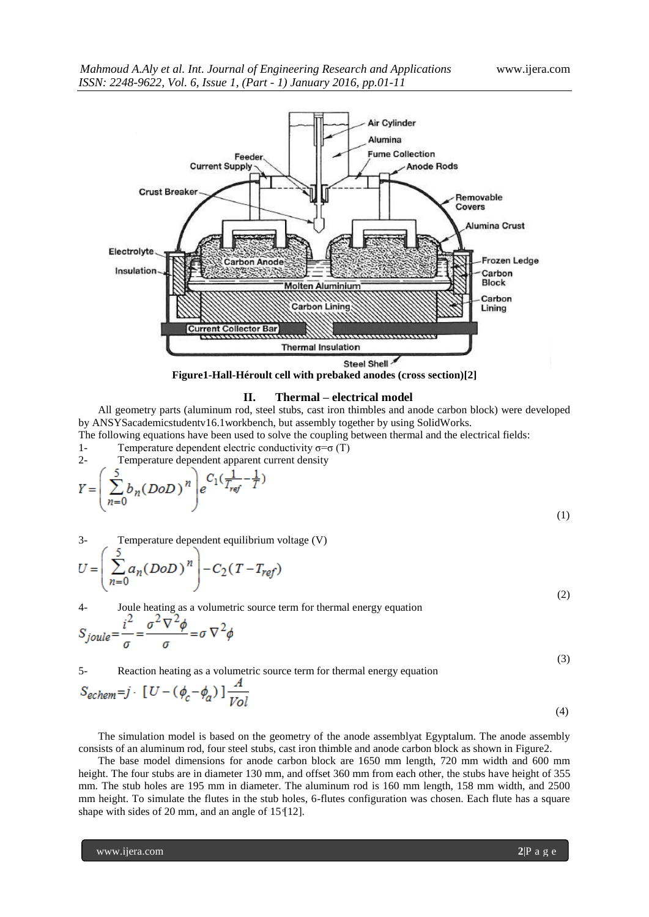Figure1-Hall-Héroult cell with prebaked anodes (cross section)[2]

## II. Thermal – electrical model

All geometry parts (aluminum rod, steel stubs, cast iron thimbles and anode carbon block) were developed by ANSYSacademicstudentv16.1workbench, but assembly together by using SolidWorks.

The following equations have been used to solve the coupling between thermal and the electrical fields:

1- Temperature dependent electric conductivity $\sigma=\sigma\,(T)$

2- Temperature dependent apparent current density

$$Y=\left(\sum_{n=0}^{5} b_n (DoD)^n\right) e^{C_1\left(\frac{1}{T_{ref}}-\frac{1}{T}\right)} \tag{1}$$

3- Temperature dependent equilibrium voltage (V)

$$U=\left(\sum_{n=0}^{5} a_n (DoD)^n\right) - C_2 (T - T_{ref}) \tag{2}$$

4- Joule heating as a volumetric source term for thermal energy equation

$$S_{joule}=\frac{i^2}{\sigma}=\frac{\sigma^2 \nabla^2 \phi}{\sigma}=\sigma \nabla^2 \phi \tag{3}$$

5- Reaction heating as a volumetric source term for thermal energy equation

$$S_{echem}=j \cdot \left[U-(\phi_c-\phi_a)\right]\frac{A}{Vol} \tag{4}$$

The simulation model is based on the geometry of the anode assemblyat Egyptalum. The anode assembly consists of an aluminum rod, four steel stubs, cast iron thimble and anode carbon block as shown in Figure2.

The base model dimensions for anode carbon block are 1650 mm length, 720 mm width and 600 mm height. The four stubs are in diameter 130 mm, and offset 360 mm from each other, the stubs have height of 355 mm. The stub holes are 195 mm in diameter. The aluminum rod is 160 mm length, 158 mm width, and 2500 mm height. To simulate the flutes in the stub holes, 6-flutes configuration was chosen. Each flute has a square shape with sides of 20 mm, and an angle of 15°[12].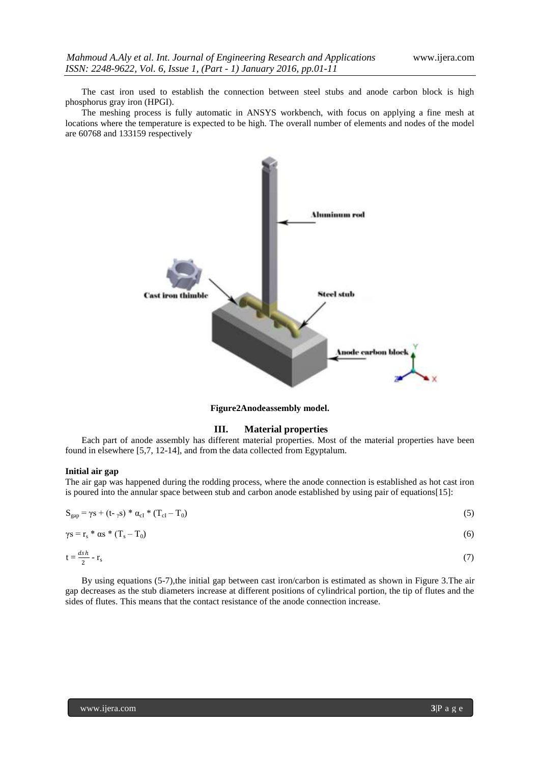The cast iron used to establish the connection between steel stubs and anode carbon block is high phosphorus gray iron (HPGI).

The meshing process is fully automatic in ANSYS workbench, with focus on applying a fine mesh at locations where the temperature is expected to be high. The overall number of elements and nodes of the model are 60768 and 133159 respectively

**Figure2Anodeassembly model.**

## III. Material properties

Each part of anode assembly has different material properties. Most of the material properties have been found in elsewhere [5,7, 12-14], and from the data collected from Egyptalum.

**Initial air gap**

The air gap was happened during the rodding process, where the anode connection is established as hot cast iron is poured into the annular space between stub and carbon anode established by using pair of equations[15]:

$$S_{gap} = \gamma s + (t - {}_{\gamma}s) * \alpha_{cI} * (T_{cI} - T_0) \quad (5)$$

$$\gamma s = r_s * \alpha s * (T_s - T_0) \quad (6)$$

$$t = \frac{dsh}{2} - r_s \quad (7)$$

By using equations (5-7),the initial gap between cast iron/carbon is estimated as shown in Figure 3.The air gap decreases as the stub diameters increase at different positions of cylindrical portion, the tip of flutes and the sides of flutes. This means that the contact resistance of the anode connection increase.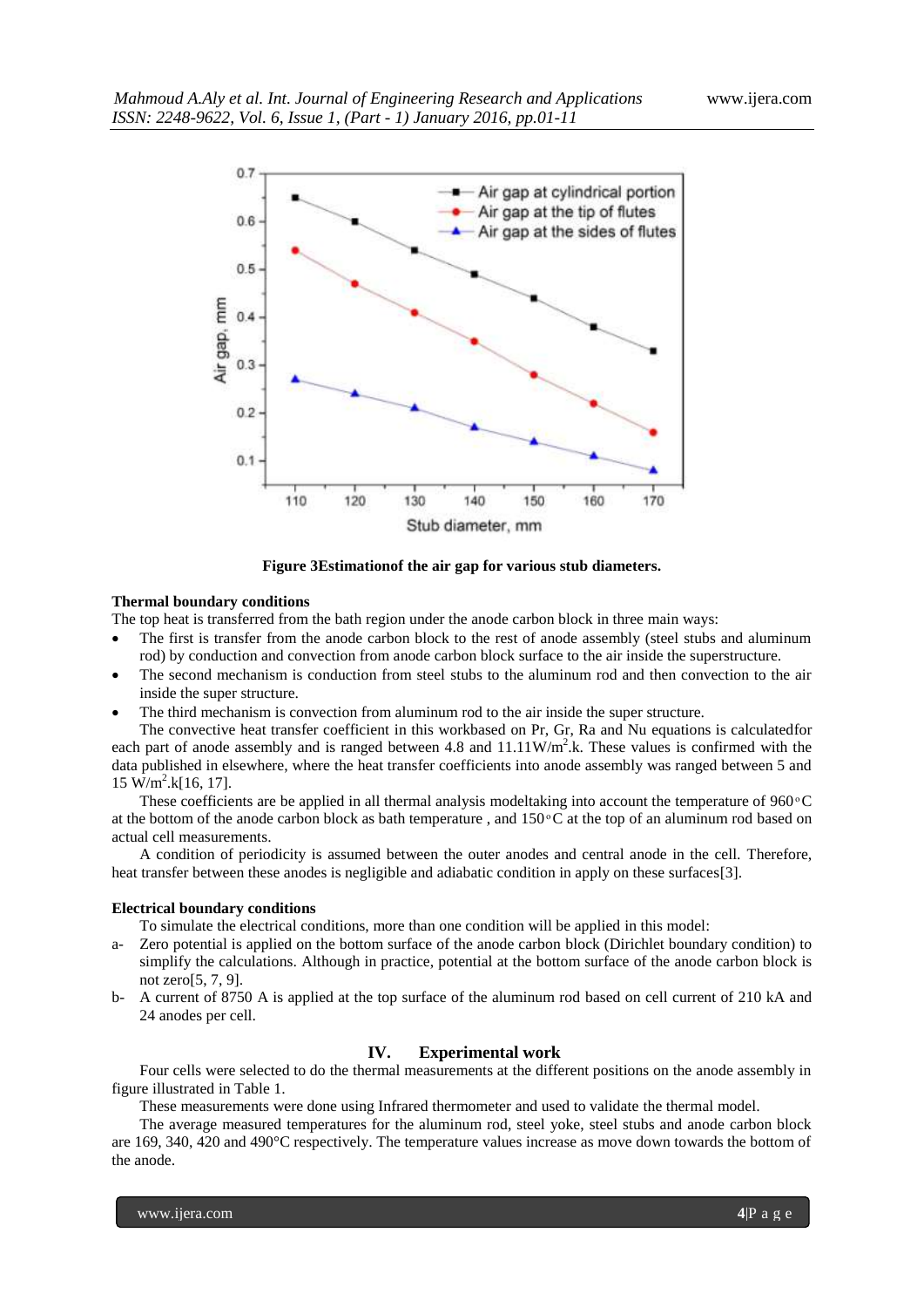**Figure 3Estimationof the air gap for various stub diameters.**

**Thermal boundary conditions**

The top heat is transferred from the bath region under the anode carbon block in three main ways:

- The first is transfer from the anode carbon block to the rest of anode assembly (steel stubs and aluminum rod) by conduction and convection from anode carbon block surface to the air inside the superstructure.
- The second mechanism is conduction from steel stubs to the aluminum rod and then convection to the air inside the super structure.
- The third mechanism is convection from aluminum rod to the air inside the super structure.

The convective heat transfer coefficient in this workbased on Pr, Gr, Ra and Nu equations is calculatedfor each part of anode assembly and is ranged between 4.8 and 11.11W/m$^2$.k. These values is confirmed with the data published in elsewhere, where the heat transfer coefficients into anode assembly was ranged between 5 and 15 W/m$^2$.k[16, 17].

These coefficients are be applied in all thermal analysis modeltaking into account the temperature of 960◦C at the bottom of the anode carbon block as bath temperature , and 150◦C at the top of an aluminum rod based on actual cell measurements.

A condition of periodicity is assumed between the outer anodes and central anode in the cell. Therefore, heat transfer between these anodes is negligible and adiabatic condition in apply on these surfaces[3].

**Electrical boundary conditions**

To simulate the electrical conditions, more than one condition will be applied in this model:

a- Zero potential is applied on the bottom surface of the anode carbon block (Dirichlet boundary condition) to simplify the calculations. Although in practice, potential at the bottom surface of the anode carbon block is not zero[5, 7, 9].

b- A current of 8750 A is applied at the top surface of the aluminum rod based on cell current of 210 kA and 24 anodes per cell.

## IV. Experimental work

Four cells were selected to do the thermal measurements at the different positions on the anode assembly in figure illustrated in Table 1.

These measurements were done using Infrared thermometer and used to validate the thermal model.

The average measured temperatures for the aluminum rod, steel yoke, steel stubs and anode carbon block are 169, 340, 420 and 490°C respectively. The temperature values increase as move down towards the bottom of the anode.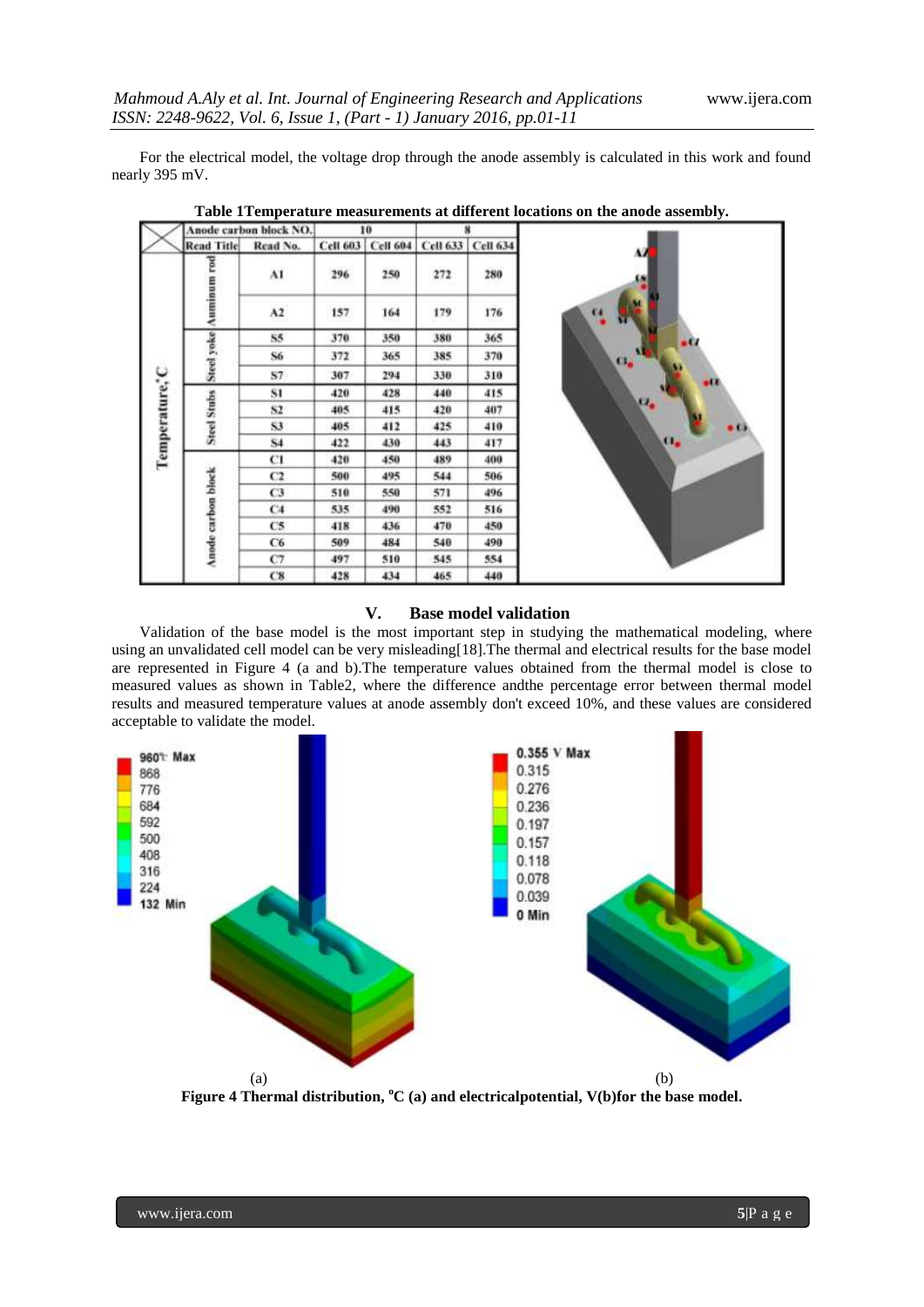For the electrical model, the voltage drop through the anode assembly is calculated in this work and found nearly 395 mV.

**Table 1Temperature measurements at different locations on the anode assembly.**

| | Anode carbon block NO. | | 10 | | 8 | |
|---|---|---|---|---|---|---|
| | Read Title | Read No. | Cell 603 | Cell 604 | Cell 633 | Cell 634 |
| Temperature,°C | Auminum rod | A1 | 296 | 250 | 272 | 280 |
| | | A2 | 157 | 164 | 179 | 176 |
| | Steel yoke | S5 | 370 | 350 | 380 | 365 |
| | | S6 | 372 | 365 | 385 | 370 |
| | | S7 | 307 | 294 | 330 | 310 |
| | Steel Stubs | S1 | 420 | 428 | 440 | 415 |
| | | S2 | 405 | 415 | 420 | 407 |
| | | S3 | 405 | 412 | 425 | 410 |
| | | S4 | 422 | 430 | 443 | 417 |
| | Anode carbon block | C1 | 420 | 450 | 489 | 400 |
| | | C2 | 500 | 495 | 544 | 506 |
| | | C3 | 510 | 550 | 571 | 496 |
| | | C4 | 535 | 490 | 552 | 516 |
| | | C5 | 418 | 436 | 470 | 450 |
| | | C6 | 509 | 484 | 540 | 490 |
| | | C7 | 497 | 510 | 545 | 554 |
| | | C8 | 428 | 434 | 465 | 440 |

## V. Base model validation

Validation of the base model is the most important step in studying the mathematical modeling, where using an unvalidated cell model can be very misleading[18].The thermal and electrical results for the base model are represented in Figure 4 (a and b).The temperature values obtained from the thermal model is close to measured values as shown in Table2, where the difference andthe percentage error between thermal model results and measured temperature values at anode assembly don't exceed 10%, and these values are considered acceptable to validate the model.

(a) (b)

**Figure 4 Thermal distribution, °C (a) and electricalpotential, V(b)for the base model.**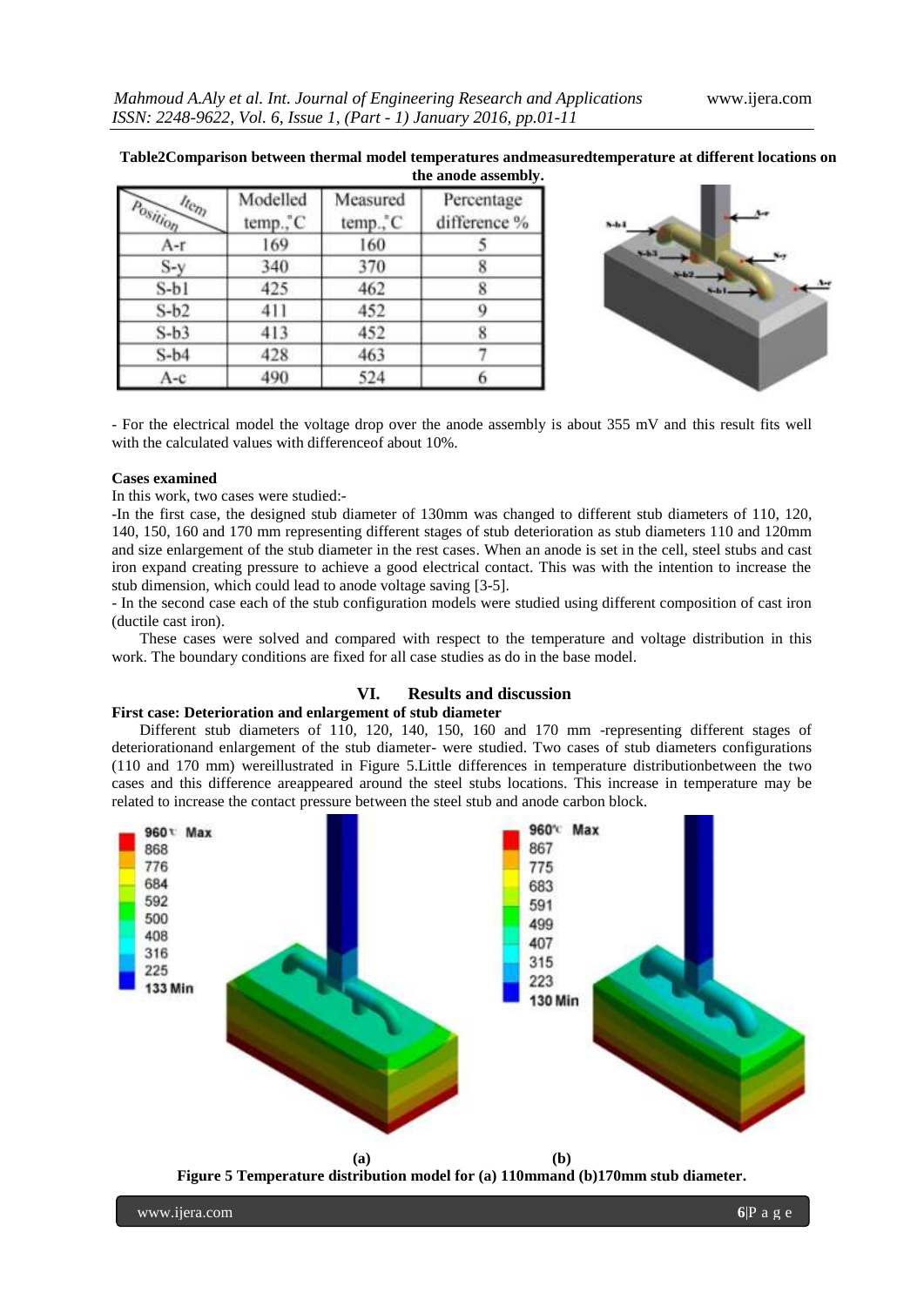**Table2Comparison between thermal model temperatures andmeasuredtemperature at different locations on the anode assembly.**

| Position / Item | Modelled temp.,˚C | Measured temp.,˚C | Percentage difference % |
|---|---|---|---|
| A-r | 169 | 160 | 5 |
| S-y | 340 | 370 | 8 |
| S-b1 | 425 | 462 | 8 |
| S-b2 | 411 | 452 | 9 |
| S-b3 | 413 | 452 | 8 |
| S-b4 | 428 | 463 | 7 |
| A-c | 490 | 524 | 6 |

- For the electrical model the voltage drop over the anode assembly is about 355 mV and this result fits well with the calculated values with differenceof about 10%.

**Cases examined**

In this work, two cases were studied:-

-In the first case, the designed stub diameter of 130mm was changed to different stub diameters of 110, 120, 140, 150, 160 and 170 mm representing different stages of stub deterioration as stub diameters 110 and 120mm and size enlargement of the stub diameter in the rest cases. When an anode is set in the cell, steel stubs and cast iron expand creating pressure to achieve a good electrical contact. This was with the intention to increase the stub dimension, which could lead to anode voltage saving [3-5].

- In the second case each of the stub configuration models were studied using different composition of cast iron (ductile cast iron).

These cases were solved and compared with respect to the temperature and voltage distribution in this work. The boundary conditions are fixed for all case studies as do in the base model.

## VI. Results and discussion

**First case: Deterioration and enlargement of stub diameter**

Different stub diameters of 110, 120, 140, 150, 160 and 170 mm -representing different stages of deteriorationand enlargement of the stub diameter- were studied. Two cases of stub diameters configurations (110 and 170 mm) wereillustrated in Figure 5.Little differences in temperature distributionbetween the two cases and this difference areappeared around the steel stubs locations. This increase in temperature may be related to increase the contact pressure between the steel stub and anode carbon block.

(a) (b)

**Figure 5 Temperature distribution model for (a) 110mmand (b)170mm stub diameter.**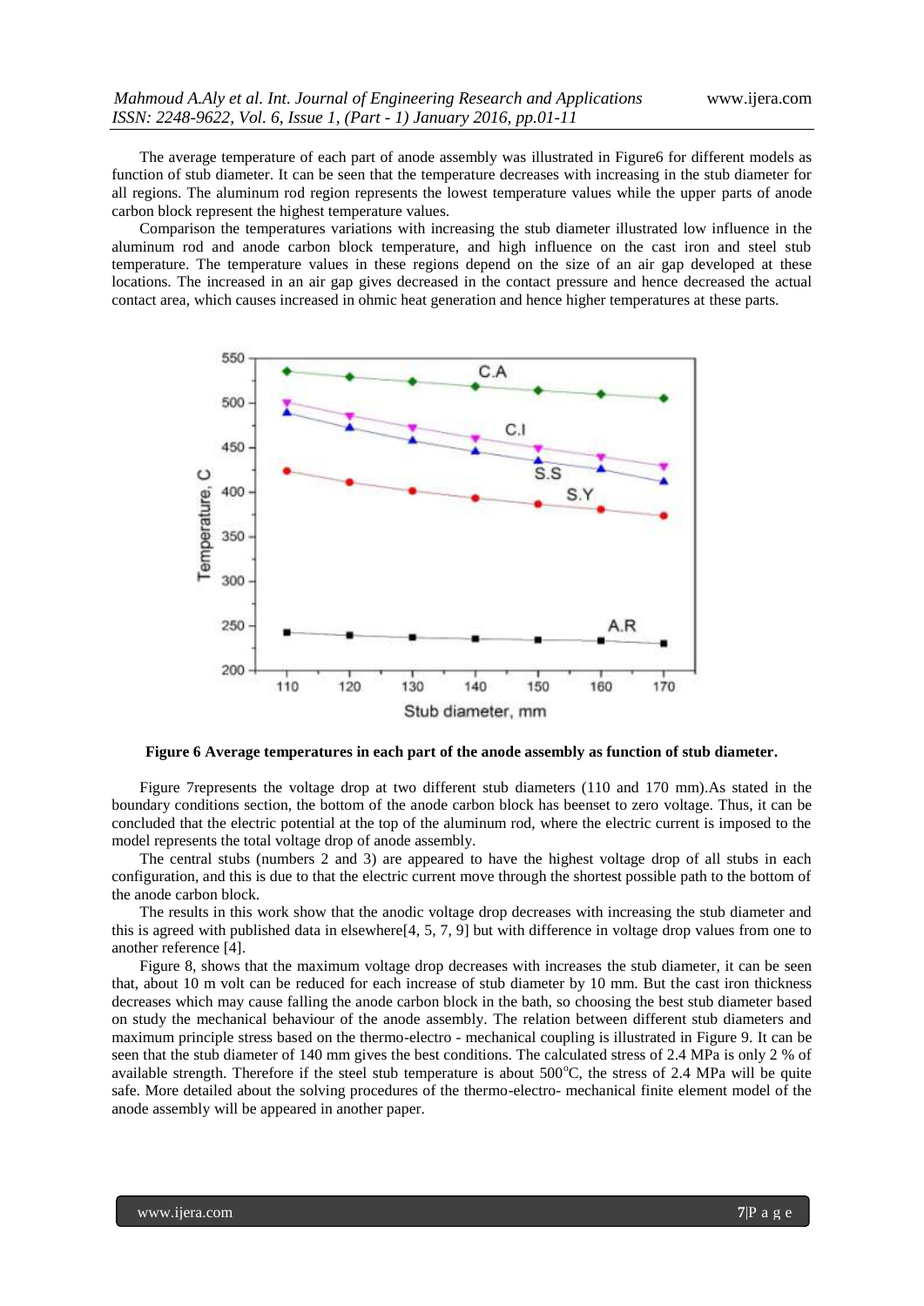The average temperature of each part of anode assembly was illustrated in Figure6 for different models as function of stub diameter. It can be seen that the temperature decreases with increasing in the stub diameter for all regions. The aluminum rod region represents the lowest temperature values while the upper parts of anode carbon block represent the highest temperature values.

Comparison the temperatures variations with increasing the stub diameter illustrated low influence in the aluminum rod and anode carbon block temperature, and high influence on the cast iron and steel stub temperature. The temperature values in these regions depend on the size of an air gap developed at these locations. The increased in an air gap gives decreased in the contact pressure and hence decreased the actual contact area, which causes increased in ohmic heat generation and hence higher temperatures at these parts.

**Figure 6 Average temperatures in each part of the anode assembly as function of stub diameter.**

Figure 7represents the voltage drop at two different stub diameters (110 and 170 mm).As stated in the boundary conditions section, the bottom of the anode carbon block has beenset to zero voltage. Thus, it can be concluded that the electric potential at the top of the aluminum rod, where the electric current is imposed to the model represents the total voltage drop of anode assembly.

The central stubs (numbers 2 and 3) are appeared to have the highest voltage drop of all stubs in each configuration, and this is due to that the electric current move through the shortest possible path to the bottom of the anode carbon block.

The results in this work show that the anodic voltage drop decreases with increasing the stub diameter and this is agreed with published data in elsewhere[4, 5, 7, 9] but with difference in voltage drop values from one to another reference [4].

Figure 8, shows that the maximum voltage drop decreases with increases the stub diameter, it can be seen that, about 10 m volt can be reduced for each increase of stub diameter by 10 mm. But the cast iron thickness decreases which may cause falling the anode carbon block in the bath, so choosing the best stub diameter based on study the mechanical behaviour of the anode assembly. The relation between different stub diameters and maximum principle stress based on the thermo-electro - mechanical coupling is illustrated in Figure 9. It can be seen that the stub diameter of 140 mm gives the best conditions. The calculated stress of 2.4 MPa is only 2 % of available strength. Therefore if the steel stub temperature is about 500$^{o}$C, the stress of 2.4 MPa will be quite safe. More detailed about the solving procedures of the thermo-electro- mechanical finite element model of the anode assembly will be appeared in another paper.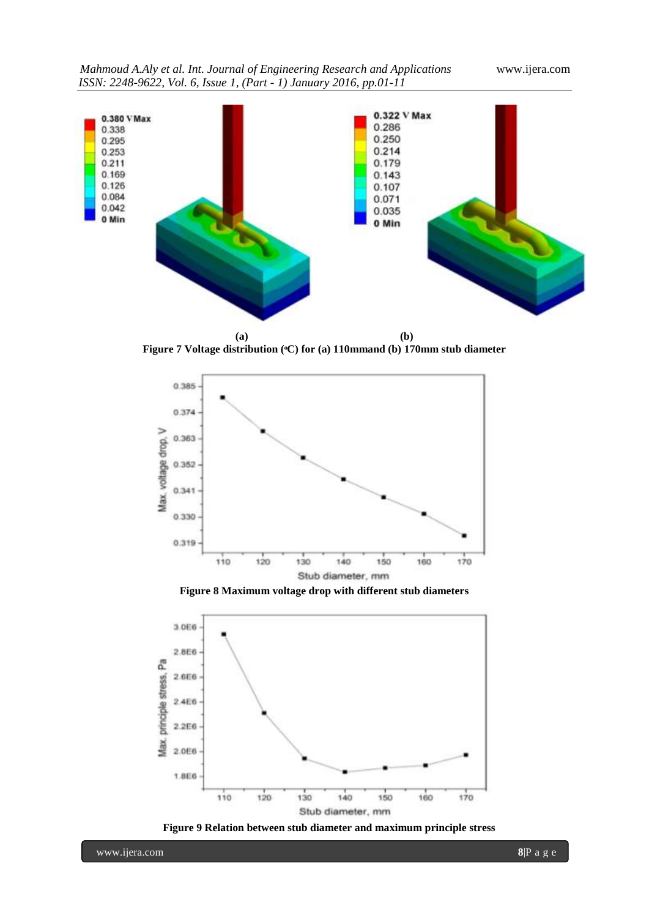(a) (b)

**Figure 7 Voltage distribution (ºC) for (a) 110mmand (b) 170mm stub diameter**

**Figure 8 Maximum voltage drop with different stub diameters**

**Figure 9 Relation between stub diameter and maximum principle stress**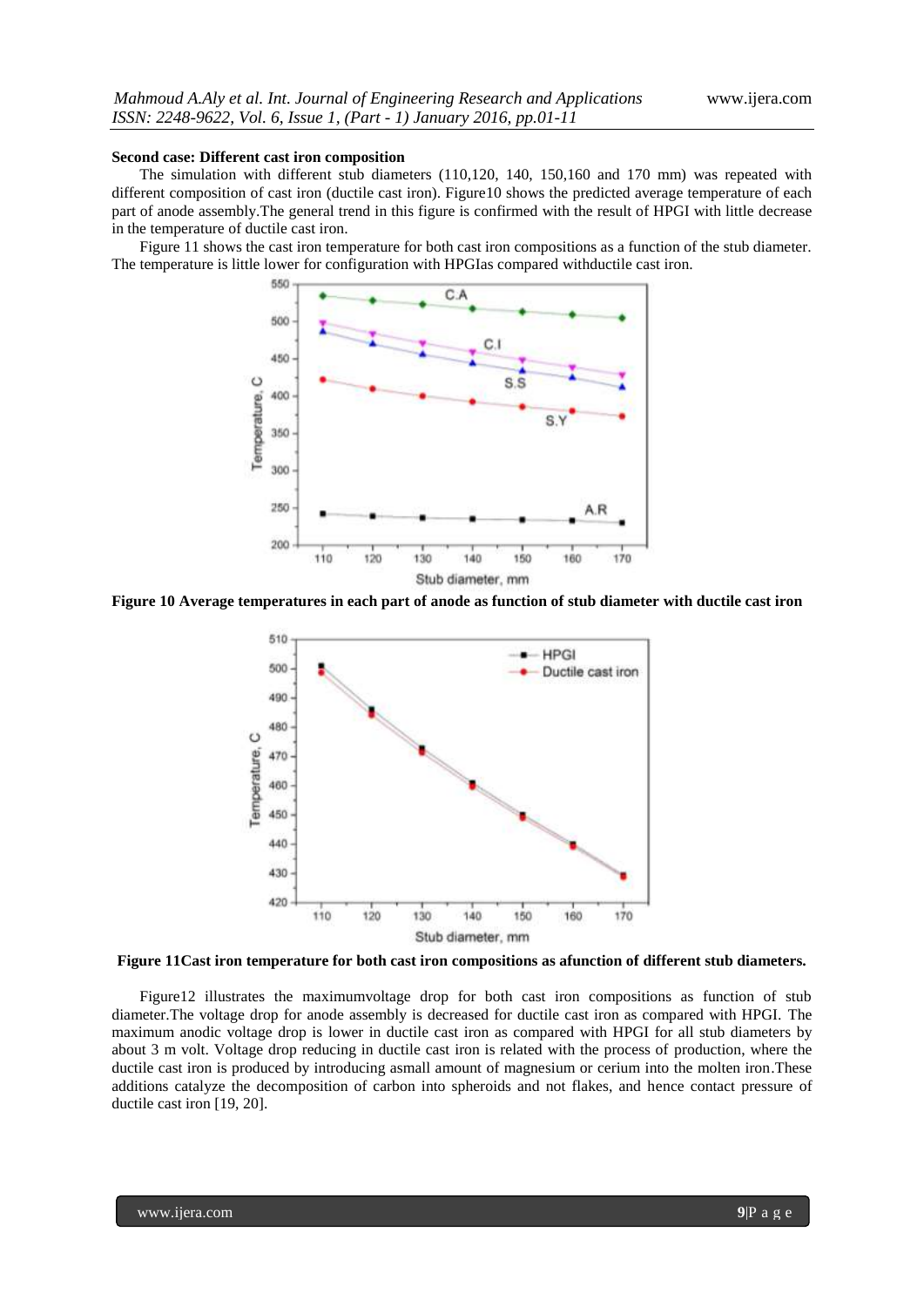**Second case: Different cast iron composition**

The simulation with different stub diameters (110,120, 140, 150,160 and 170 mm) was repeated with different composition of cast iron (ductile cast iron). Figure10 shows the predicted average temperature of each part of anode assembly.The general trend in this figure is confirmed with the result of HPGI with little decrease in the temperature of ductile cast iron.

Figure 11 shows the cast iron temperature for both cast iron compositions as a function of the stub diameter. The temperature is little lower for configuration with HPGIas compared withductile cast iron.

**Figure 10 Average temperatures in each part of anode as function of stub diameter with ductile cast iron**

**Figure 11Cast iron temperature for both cast iron compositions as afunction of different stub diameters.**

Figure12 illustrates the maximumvoltage drop for both cast iron compositions as function of stub diameter.The voltage drop for anode assembly is decreased for ductile cast iron as compared with HPGI. The maximum anodic voltage drop is lower in ductile cast iron as compared with HPGI for all stub diameters by about 3 m volt. Voltage drop reducing in ductile cast iron is related with the process of production, where the ductile cast iron is produced by introducing asmall amount of magnesium or cerium into the molten iron.These additions catalyze the decomposition of carbon into spheroids and not flakes, and hence contact pressure of ductile cast iron [19, 20].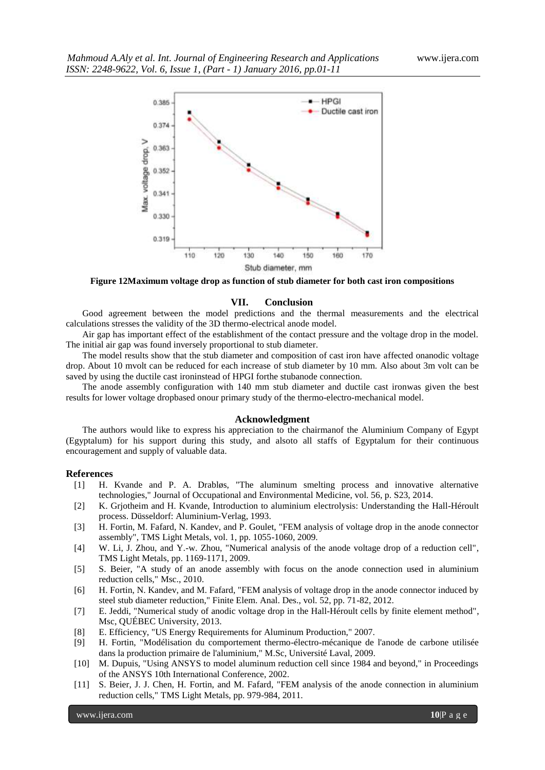**Figure 12Maximum voltage drop as function of stub diameter for both cast iron compositions**

## VII. Conclusion

Good agreement between the model predictions and the thermal measurements and the electrical calculations stresses the validity of the 3D thermo-electrical anode model.

Air gap has important effect of the establishment of the contact pressure and the voltage drop in the model. The initial air gap was found inversely proportional to stub diameter.

The model results show that the stub diameter and composition of cast iron have affected onanodic voltage drop. About 10 mvolt can be reduced for each increase of stub diameter by 10 mm. Also about 3m volt can be saved by using the ductile cast ironinstead of HPGI forthe stubanode connection.

The anode assembly configuration with 140 mm stub diameter and ductile cast ironwas given the best results for lower voltage dropbased onour primary study of the thermo-electro-mechanical model.

## Acknowledgment

The authors would like to express his appreciation to the chairmanof the Aluminium Company of Egypt (Egyptalum) for his support during this study, and alsoto all staffs of Egyptalum for their continuous encouragement and supply of valuable data.

## References

[1] H. Kvande and P. A. Drabløs, "The aluminum smelting process and innovative alternative technologies," Journal of Occupational and Environmental Medicine, vol. 56, p. S23, 2014.

[2] K. Grjotheim and H. Kvande, Introduction to aluminium electrolysis: Understanding the Hall-Héroult process. Düsseldorf: Aluminium-Verlag, 1993.

[3] H. Fortin, M. Fafard, N. Kandev, and P. Goulet, "FEM analysis of voltage drop in the anode connector assembly", TMS Light Metals, vol. 1, pp. 1055-1060, 2009.

[4] W. Li, J. Zhou, and Y.-w. Zhou, "Numerical analysis of the anode voltage drop of a reduction cell", TMS Light Metals, pp. 1169-1171, 2009.

[5] S. Beier, "A study of an anode assembly with focus on the anode connection used in aluminium reduction cells," Msc., 2010.

[6] H. Fortin, N. Kandev, and M. Fafard, "FEM analysis of voltage drop in the anode connector induced by steel stub diameter reduction," Finite Elem. Anal. Des., vol. 52, pp. 71-82, 2012.

[7] E. Jeddi, "Numerical study of anodic voltage drop in the Hall-Héroult cells by finite element method", Msc, QUÉBEC University, 2013.

[8] E. Efficiency, "US Energy Requirements for Aluminum Production," 2007.

[9] H. Fortin, "Modélisation du comportement thermo-électro-mécanique de l'anode de carbone utilisée dans la production primaire de l'aluminium," M.Sc, Université Laval, 2009.

[10] M. Dupuis, "Using ANSYS to model aluminum reduction cell since 1984 and beyond," in Proceedings of the ANSYS 10th International Conference, 2002.

[11] S. Beier, J. J. Chen, H. Fortin, and M. Fafard, "FEM analysis of the anode connection in aluminium reduction cells," TMS Light Metals, pp. 979-984, 2011.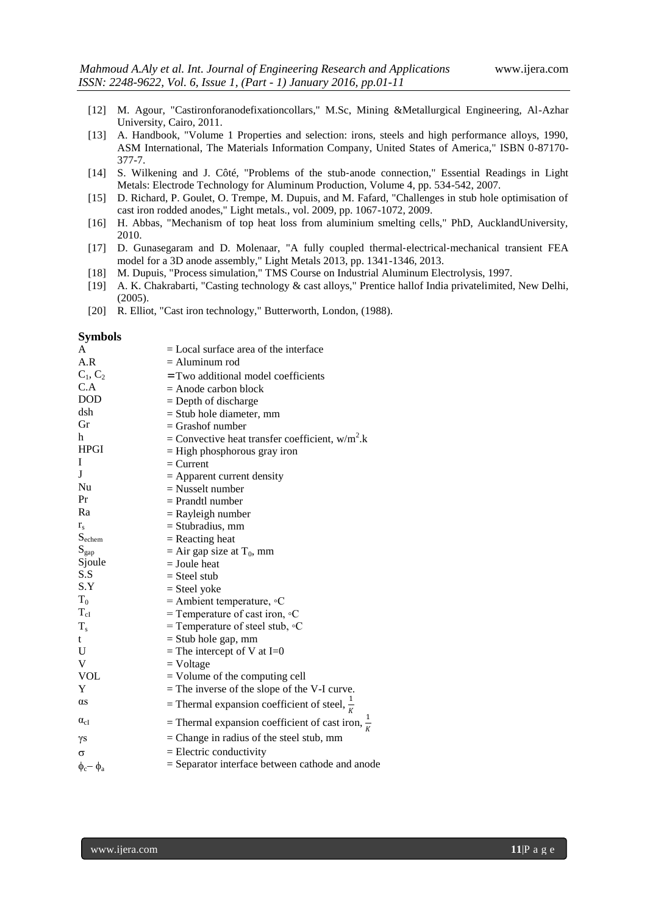[12] M. Agour, "Castironforanodefixationcollars," M.Sc, Mining &Metallurgical Engineering, Al-Azhar University, Cairo, 2011.

[13] A. Handbook, "Volume 1 Properties and selection: irons, steels and high performance alloys, 1990, ASM International, The Materials Information Company, United States of America," ISBN 0-87170-377-7.

[14] S. Wilkening and J. Côté, "Problems of the stub-anode connection," Essential Readings in Light Metals: Electrode Technology for Aluminum Production, Volume 4, pp. 534-542, 2007.

[15] D. Richard, P. Goulet, O. Trempe, M. Dupuis, and M. Fafard, "Challenges in stub hole optimisation of cast iron rodded anodes," Light metals., vol. 2009, pp. 1067-1072, 2009.

[16] H. Abbas, "Mechanism of top heat loss from aluminium smelting cells," PhD, AucklandUniversity, 2010.

[17] D. Gunasegaram and D. Molenaar, "A fully coupled thermal-electrical-mechanical transient FEA model for a 3D anode assembly," Light Metals 2013, pp. 1341-1346, 2013.

[18] M. Dupuis, "Process simulation," TMS Course on Industrial Aluminum Electrolysis, 1997.

[19] A. K. Chakrabarti, "Casting technology & cast alloys," Prentice hallof India privatelimited, New Delhi, (2005).

[20] R. Elliot, "Cast iron technology," Butterworth, London, (1988).

## Symbols

| | |
|---|---|
| A | = Local surface area of the interface |
| A.R | = Aluminum rod |
| $C_1$, $C_2$ | = Two additional model coefficients |
| C.A | = Anode carbon block |
| DOD | = Depth of discharge |
| dsh | = Stub hole diameter, mm |
| Gr | = Grashof number |
| h | = Convective heat transfer coefficient, $w/m^2.k$ |
| HPGI | = High phosphorous gray iron |
| I | = Current |
| J | = Apparent current density |
| Nu | = Nusselt number |
| Pr | = Prandtl number |
| Ra | = Rayleigh number |
| $r_s$ | = Stubradius, mm |
| $S_{echem}$ | = Reacting heat |
| $S_{gap}$ | = Air gap size at $T_0$, mm |
| Sjoule | = Joule heat |
| S.S | = Steel stub |
| S.Y | = Steel yoke |
| $T_0$ | = Ambient temperature, ◦C |
| $T_{cI}$ | = Temperature of cast iron, ◦C |
| $T_s$ | = Temperature of steel stub, ◦C |
| t | = Stub hole gap, mm |
| U | = The intercept of V at I=0 |
| V | = Voltage |
| VOL | = Volume of the computing cell |
| Y | = The inverse of the slope of the V-I curve. |
| αs | = Thermal expansion coefficient of steel, $\frac{1}{K}$ |
| $\alpha_{cI}$ | = Thermal expansion coefficient of cast iron, $\frac{1}{K}$ |
| γs | = Change in radius of the steel stub, mm |
| σ | = Electric conductivity |
| $\phi_c - \phi_a$ | = Separator interface between cathode and anode |